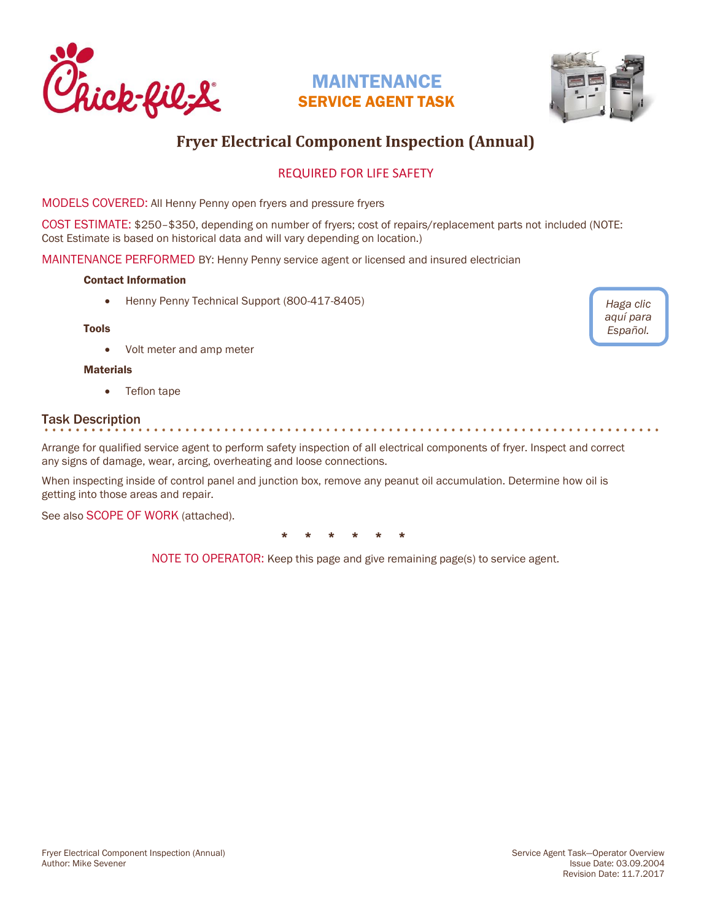MAINTENANCE

SERVICE AGENT TASK

# Fryer Electrical Component Inspection (Annual)

REQUIRED FOR LIFE SAFETY

MODELS COVERED: All Henny Penny open fryers and pressure fryers

COST ESTIMATE: $250–$350, depending on number of fryers; cost of repairs/replacement parts not included (NOTE: Cost Estimate is based on historical data and will vary depending on location.)

MAINTENANCE PERFORMED BY: Henny Penny service agent or licensed and insured electrician

*Haga clic aquí para Español.*

### Contact Information

- Henny Penny Technical Support (800-417-8405)

### Tools

- Volt meter and amp meter

### Materials

- Teflon tape

## Task Description

Arrange for qualified service agent to perform safety inspection of all electrical components of fryer. Inspect and correct any signs of damage, wear, arcing, overheating and loose connections.

When inspecting inside of control panel and junction box, remove any peanut oil accumulation. Determine how oil is getting into those areas and repair.

See also SCOPE OF WORK (attached).

\* \* \* \* \* \*

NOTE TO OPERATOR: Keep this page and give remaining page(s) to service agent.

Fryer Electrical Component Inspection (Annual)
Author: Mike Sevener

Service Agent Task—Operator Overview
Issue Date: 03.09.2004
Revision Date: 11.7.2017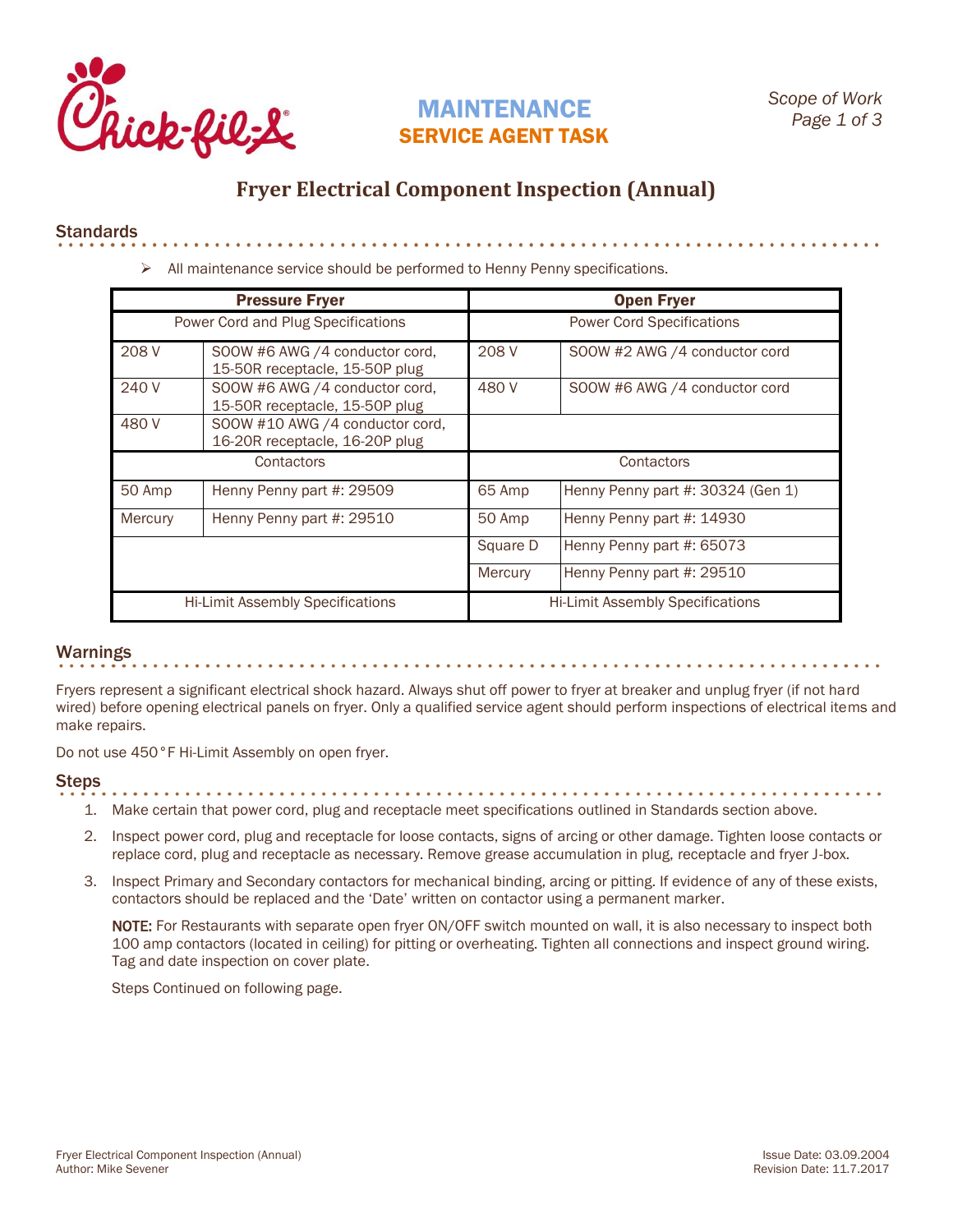MAINTENANCE
SERVICE AGENT TASK

*Scope of Work*

# Fryer Electrical Component Inspection (Annual)

## Standards

- All maintenance service should be performed to Henny Penny specifications.

| Pressure Fryer | | Open Fryer | |
|---|---|---|---|
| Power Cord and Plug Specifications | | Power Cord Specifications | |
| 208 V | SOOW #6 AWG /4 conductor cord, 15-50R receptacle, 15-50P plug | 208 V | SOOW #2 AWG /4 conductor cord |
| 240 V | SOOW #6 AWG /4 conductor cord, 15-50R receptacle, 15-50P plug | 480 V | SOOW #6 AWG /4 conductor cord |
| 480 V | SOOW #10 AWG /4 conductor cord, 16-20R receptacle, 16-20P plug | | |
| Contactors | | Contactors | |
| 50 Amp | Henny Penny part #: 29509 | 65 Amp | Henny Penny part #: 30324 (Gen 1) |
| Mercury | Henny Penny part #: 29510 | 50 Amp | Henny Penny part #: 14930 |
| | | Square D | Henny Penny part #: 65073 |
| | | Mercury | Henny Penny part #: 29510 |
| Hi-Limit Assembly Specifications | | Hi-Limit Assembly Specifications | |

## Warnings

Fryers represent a significant electrical shock hazard. Always shut off power to fryer at breaker and unplug fryer (if not hard wired) before opening electrical panels on fryer. Only a qualified service agent should perform inspections of electrical items and make repairs.

Do not use 450°F Hi-Limit Assembly on open fryer.

## Steps

1. Make certain that power cord, plug and receptacle meet specifications outlined in Standards section above.
2. Inspect power cord, plug and receptacle for loose contacts, signs of arcing or other damage. Tighten loose contacts or replace cord, plug and receptacle as necessary. Remove grease accumulation in plug, receptacle and fryer J-box.
3. Inspect Primary and Secondary contactors for mechanical binding, arcing or pitting. If evidence of any of these exists, contactors should be replaced and the 'Date' written on contactor using a permanent marker.

   **NOTE:** For Restaurants with separate open fryer ON/OFF switch mounted on wall, it is also necessary to inspect both 100 amp contactors (located in ceiling) for pitting or overheating. Tighten all connections and inspect ground wiring. Tag and date inspection on cover plate.

   Steps Continued on following page.

Fryer Electrical Component Inspection (Annual)
Author: Mike Sevener

Issue Date: 03.09.2004
Revision Date: 11.7.2017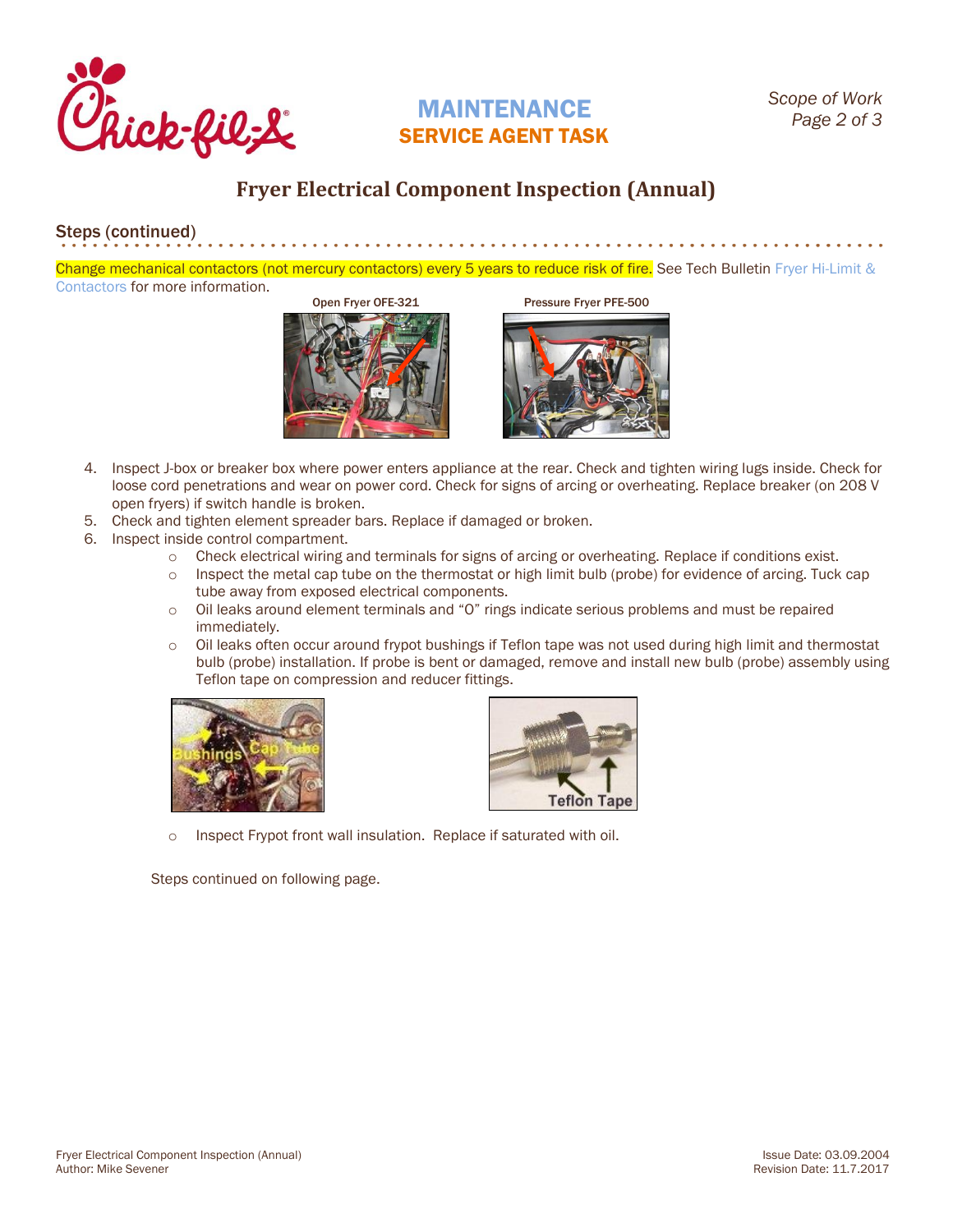# Fryer Electrical Component Inspection (Annual)

## Steps (continued)

Change mechanical contactors (not mercury contactors) every 5 years to reduce risk of fire. See Tech Bulletin Fryer Hi-Limit & Contactors for more information.

Open Fryer OFE-321

Pressure Fryer PFE-500

4. Inspect J-box or breaker box where power enters appliance at the rear. Check and tighten wiring lugs inside. Check for loose cord penetrations and wear on power cord. Check for signs of arcing or overheating. Replace breaker (on 208 V open fryers) if switch handle is broken.
5. Check and tighten element spreader bars. Replace if damaged or broken.
6. Inspect inside control compartment.
   - Check electrical wiring and terminals for signs of arcing or overheating. Replace if conditions exist.
   - Inspect the metal cap tube on the thermostat or high limit bulb (probe) for evidence of arcing. Tuck cap tube away from exposed electrical components.
   - Oil leaks around element terminals and "O" rings indicate serious problems and must be repaired immediately.
   - Oil leaks often occur around frypot bushings if Teflon tape was not used during high limit and thermostat bulb (probe) installation. If probe is bent or damaged, remove and install new bulb (probe) assembly using Teflon tape on compression and reducer fittings.
   - Inspect Frypot front wall insulation. Replace if saturated with oil.

Steps continued on following page.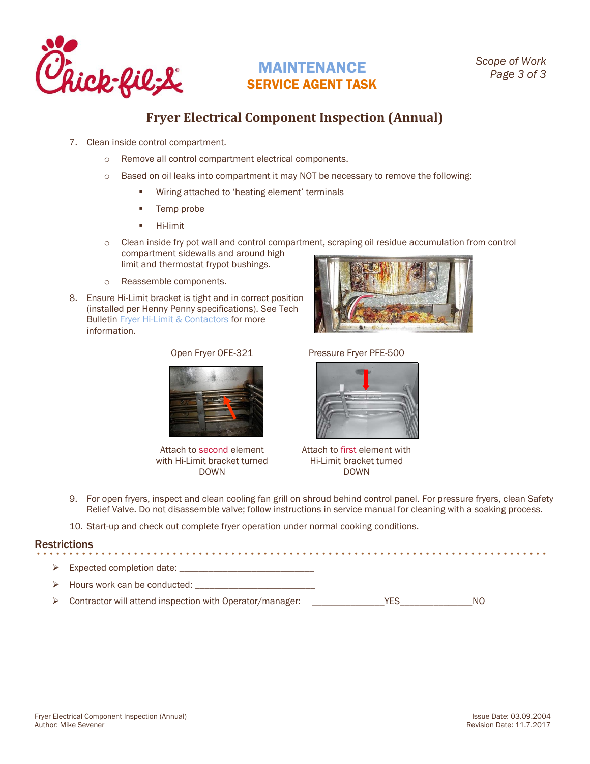# Fryer Electrical Component Inspection (Annual)

7. Clean inside control compartment.
   - Remove all control compartment electrical components.
   - Based on oil leaks into compartment it may NOT be necessary to remove the following:
     - Wiring attached to 'heating element' terminals
     - Temp probe
     - Hi-limit
   - Clean inside fry pot wall and control compartment, scraping oil residue accumulation from control compartment sidewalls and around high limit and thermostat frypot bushings.
   - Reassemble components.
8. Ensure Hi-Limit bracket is tight and in correct position (installed per Henny Penny specifications). See Tech Bulletin Fryer Hi-Limit & Contactors for more information.

Open Fryer OFE-321

Attach to second element with Hi-Limit bracket turned DOWN

Pressure Fryer PFE-500

Attach to first element with Hi-Limit bracket turned DOWN

9. For open fryers, inspect and clean cooling fan grill on shroud behind control panel. For pressure fryers, clean Safety Relief Valve. Do not disassemble valve; follow instructions in service manual for cleaning with a soaking process.
10. Start-up and check out complete fryer operation under normal cooking conditions.

## Restrictions

- Expected completion date: ___________________________
- Hours work can be conducted: _________________________
- Contractor will attend inspection with Operator/manager: _______________YES_______________NO

Fryer Electrical Component Inspection (Annual)
Author: Mike Sevener

Issue Date: 03.09.2004
Revision Date: 11.7.2017